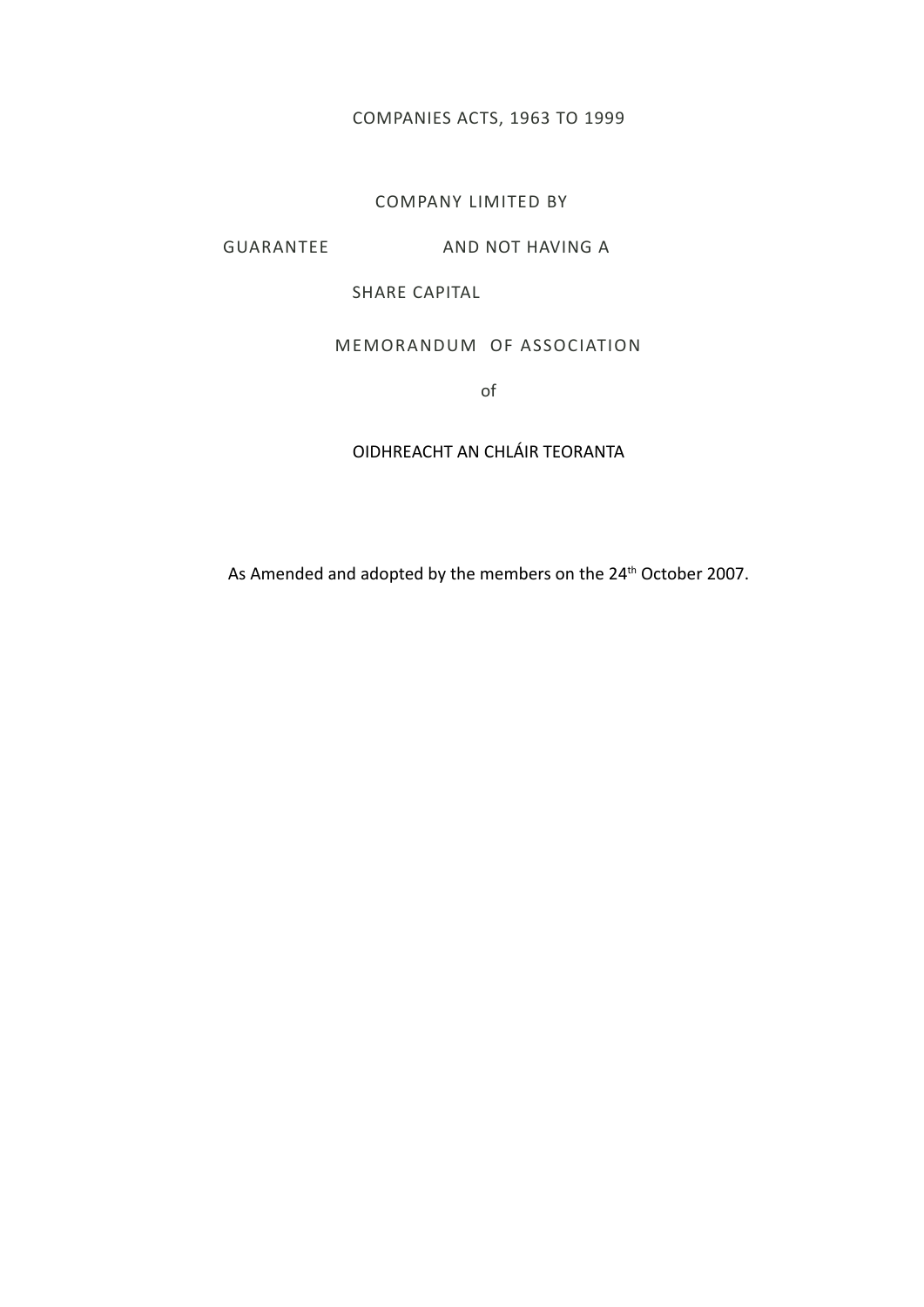COMPANIES ACTS, 1963 TO 1999

COMPANY LIMITED BY

GUARANTEE AND NOT HAVING A

SHARE CAPITAL

# MEMORANDUM OF ASSOCIATION

of

# OIDHREACHT AN CHLÁIR TEORANTA

As Amended and adopted by the members on the 24th October 2007.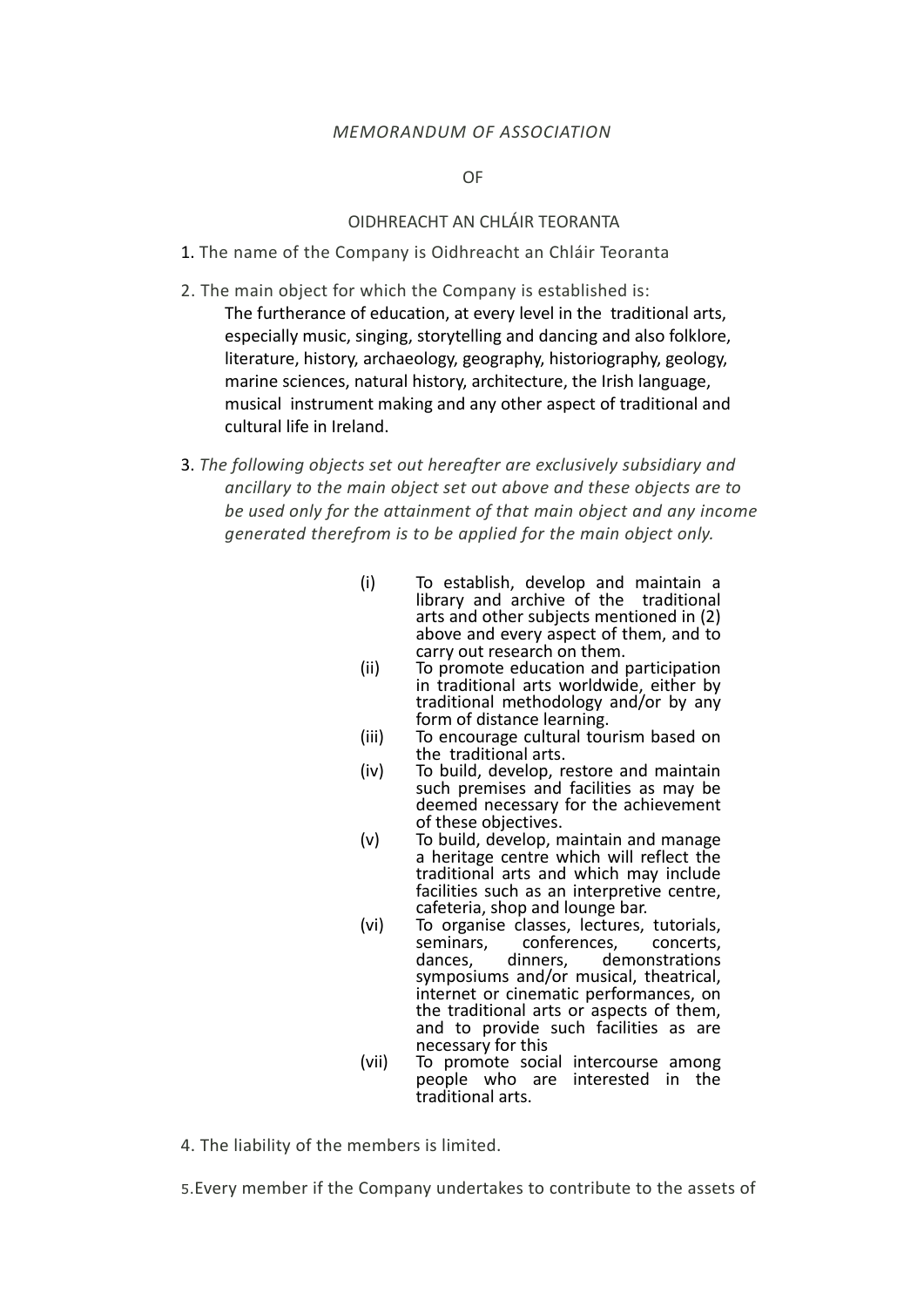*MEMORANDUM OF ASSOCIATION*

OF

OIDHREACHT AN CHLÁIR TEORANTA

1. The name of the Company is Oidhreacht an Chláir Teoranta

2. The main object for which the Company is established is:

   The furtherance of education, at every level in the traditional arts, especially music, singing, storytelling and dancing and also folklore, literature, history, archaeology, geography, historiography, geology, marine sciences, natural history, architecture, the Irish language, musical instrument making and any other aspect of traditional and cultural life in Ireland.

3. *The following objects set out hereafter are exclusively subsidiary and ancillary to the main object set out above and these objects are to be used only for the attainment of that main object and any income generated therefrom is to be applied for the main object only.*

   (i) To establish, develop and maintain a library and archive of the traditional arts and other subjects mentioned in (2) above and every aspect of them, and to carry out research on them.

   (ii) To promote education and participation in traditional arts worldwide, either by traditional methodology and/or by any form of distance learning.

   (iii) To encourage cultural tourism based on the traditional arts.

   (iv) To build, develop, restore and maintain such premises and facilities as may be deemed necessary for the achievement of these objectives.

   (v) To build, develop, maintain and manage a heritage centre which will reflect the traditional arts and which may include facilities such as an interpretive centre, cafeteria, shop and lounge bar.

   (vi) To organise classes, lectures, tutorials, seminars, conferences, concerts, dances, dinners, demonstrations symposiums and/or musical, theatrical, internet or cinematic performances, on the traditional arts or aspects of them, and to provide such facilities as are necessary for this

   (vii) To promote social intercourse among people who are interested in the traditional arts.

4. The liability of the members is limited.

5. Every member if the Company undertakes to contribute to the assets of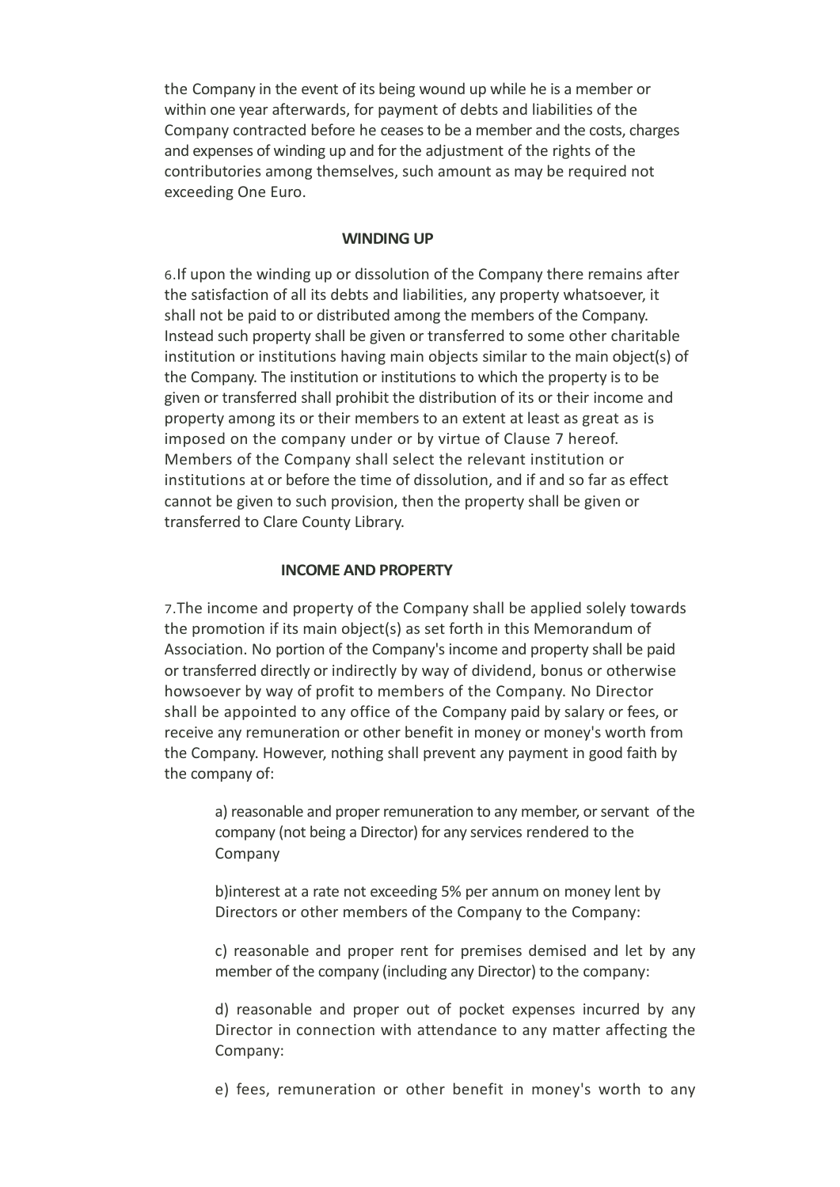the Company in the event of its being wound up while he is a member or within one year afterwards, for payment of debts and liabilities of the Company contracted before he ceases to be a member and the costs, charges and expenses of winding up and for the adjustment of the rights of the contributories among themselves, such amount as may be required not exceeding One Euro.

## WINDING UP

6.If upon the winding up or dissolution of the Company there remains after the satisfaction of all its debts and liabilities, any property whatsoever, it shall not be paid to or distributed among the members of the Company. Instead such property shall be given or transferred to some other charitable institution or institutions having main objects similar to the main object(s) of the Company. The institution or institutions to which the property is to be given or transferred shall prohibit the distribution of its or their income and property among its or their members to an extent at least as great as is imposed on the company under or by virtue of Clause 7 hereof. Members of the Company shall select the relevant institution or institutions at or before the time of dissolution, and if and so far as effect cannot be given to such provision, then the property shall be given or transferred to Clare County Library.

## INCOME AND PROPERTY

7.The income and property of the Company shall be applied solely towards the promotion if its main object(s) as set forth in this Memorandum of Association. No portion of the Company's income and property shall be paid or transferred directly or indirectly by way of dividend, bonus or otherwise howsoever by way of profit to members of the Company. No Director shall be appointed to any office of the Company paid by salary or fees, or receive any remuneration or other benefit in money or money's worth from the Company. However, nothing shall prevent any payment in good faith by the company of:

a) reasonable and proper remuneration to any member, or servant of the company (not being a Director) for any services rendered to the Company

b)interest at a rate not exceeding 5% per annum on money lent by Directors or other members of the Company to the Company:

c) reasonable and proper rent for premises demised and let by any member of the company (including any Director) to the company:

d) reasonable and proper out of pocket expenses incurred by any Director in connection with attendance to any matter affecting the Company:

e) fees, remuneration or other benefit in money's worth to any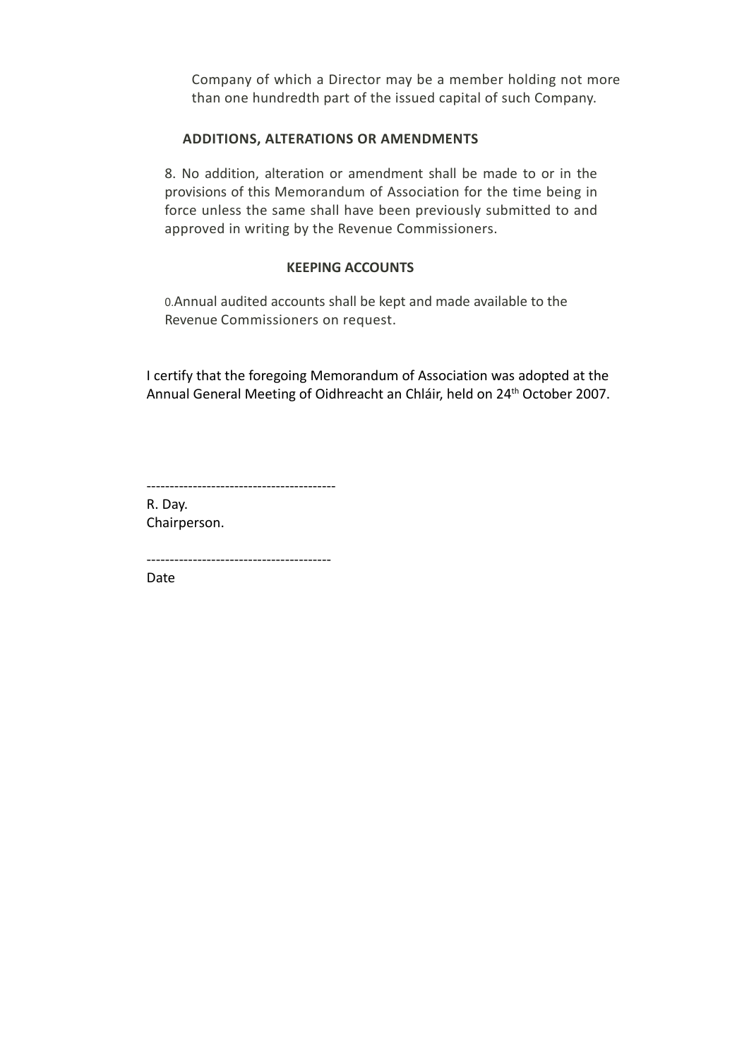Company of which a Director may be a member holding not more than one hundredth part of the issued capital of such Company.

## ADDITIONS, ALTERATIONS OR AMENDMENTS

8. No addition, alteration or amendment shall be made to or in the provisions of this Memorandum of Association for the time being in force unless the same shall have been previously submitted to and approved in writing by the Revenue Commissioners.

## KEEPING ACCOUNTS

0.Annual audited accounts shall be kept and made available to the Revenue Commissioners on request.

I certify that the foregoing Memorandum of Association was adopted at the Annual General Meeting of Oidhreacht an Chláir, held on 24th October 2007.

-----------------------------------------

R. Day.
Chairperson.

---------------------------------------

Date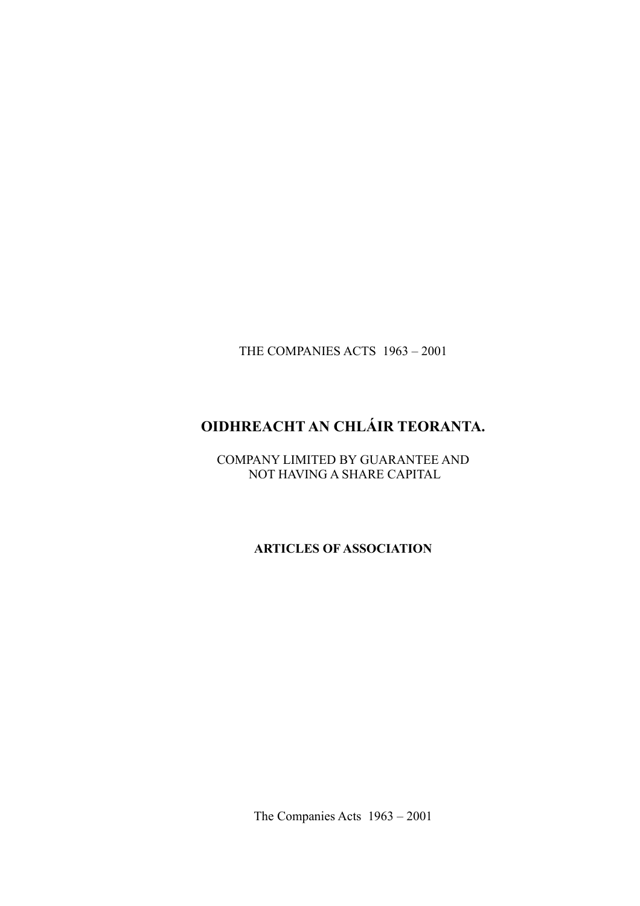THE COMPANIES ACTS  1963 – 2001

# OIDHREACHT AN CHLÁIR TEORANTA.

COMPANY LIMITED BY GUARANTEE AND
NOT HAVING A SHARE CAPITAL

## ARTICLES OF ASSOCIATION

The Companies Acts  1963 – 2001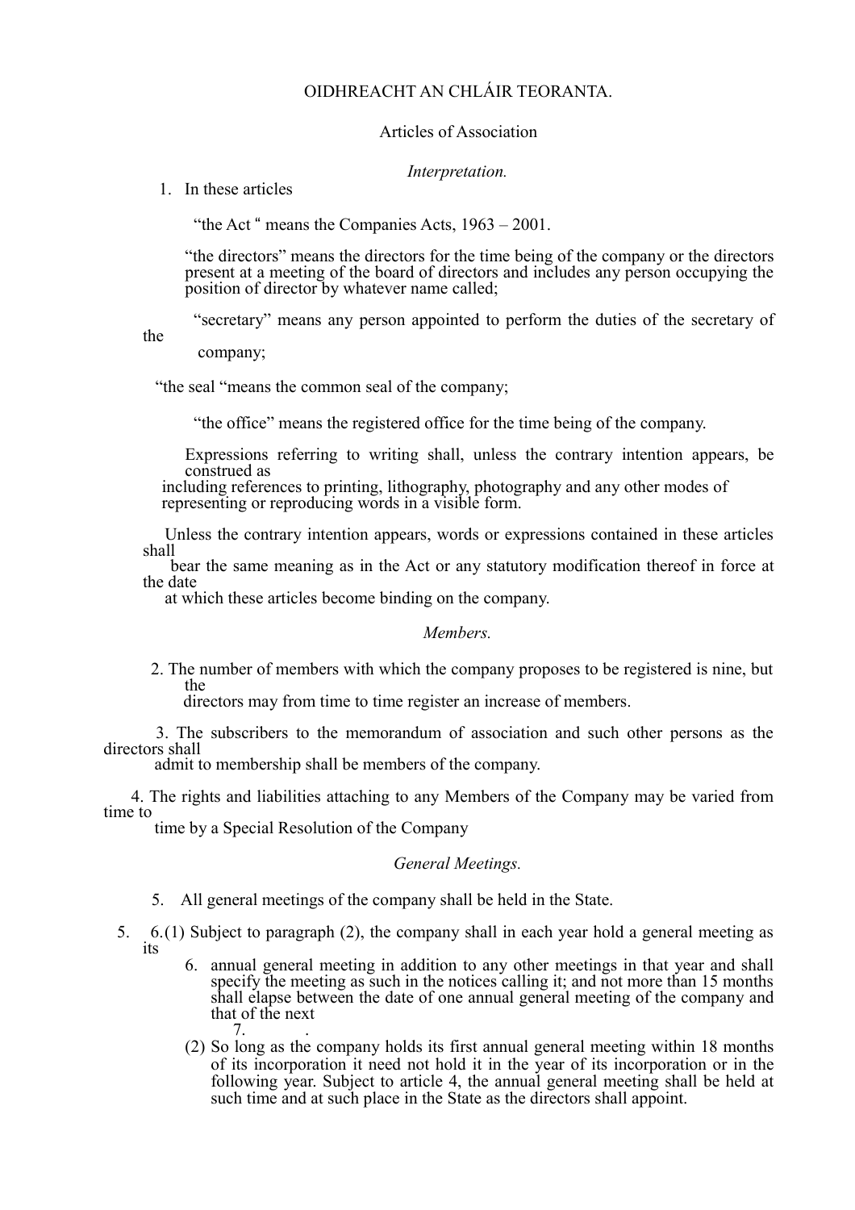# OIDHREACHT AN CHLÁIR TEORANTA.

## Articles of Association

### *Interpretation.*

1. In these articles

"the Act " means the Companies Acts, 1963 – 2001.

"the directors" means the directors for the time being of the company or the directors present at a meeting of the board of directors and includes any person occupying the position of director by whatever name called;

"secretary" means any person appointed to perform the duties of the secretary of the company;

"the seal "means the common seal of the company;

"the office" means the registered office for the time being of the company.

Expressions referring to writing shall, unless the contrary intention appears, be construed as including references to printing, lithography, photography and any other modes of representing or reproducing words in a visible form.

Unless the contrary intention appears, words or expressions contained in these articles shall bear the same meaning as in the Act or any statutory modification thereof in force at the date at which these articles become binding on the company.

### *Members.*

2. The number of members with which the company proposes to be registered is nine, but the directors may from time to time register an increase of members.

3. The subscribers to the memorandum of association and such other persons as the directors shall admit to membership shall be members of the company.

4. The rights and liabilities attaching to any Members of the Company may be varied from time to time by a Special Resolution of the Company

### *General Meetings.*

5. All general meetings of the company shall be held in the State.

6. (1) Subject to paragraph (2), the company shall in each year hold a general meeting as its annual general meeting in addition to any other meetings in that year and shall specify the meeting as such in the notices calling it; and not more than 15 months shall elapse between the date of one annual general meeting of the company and that of the next.

(2) So long as the company holds its first annual general meeting within 18 months of its incorporation it need not hold it in the year of its incorporation or in the following year. Subject to article 4, the annual general meeting shall be held at such time and at such place in the State as the directors shall appoint.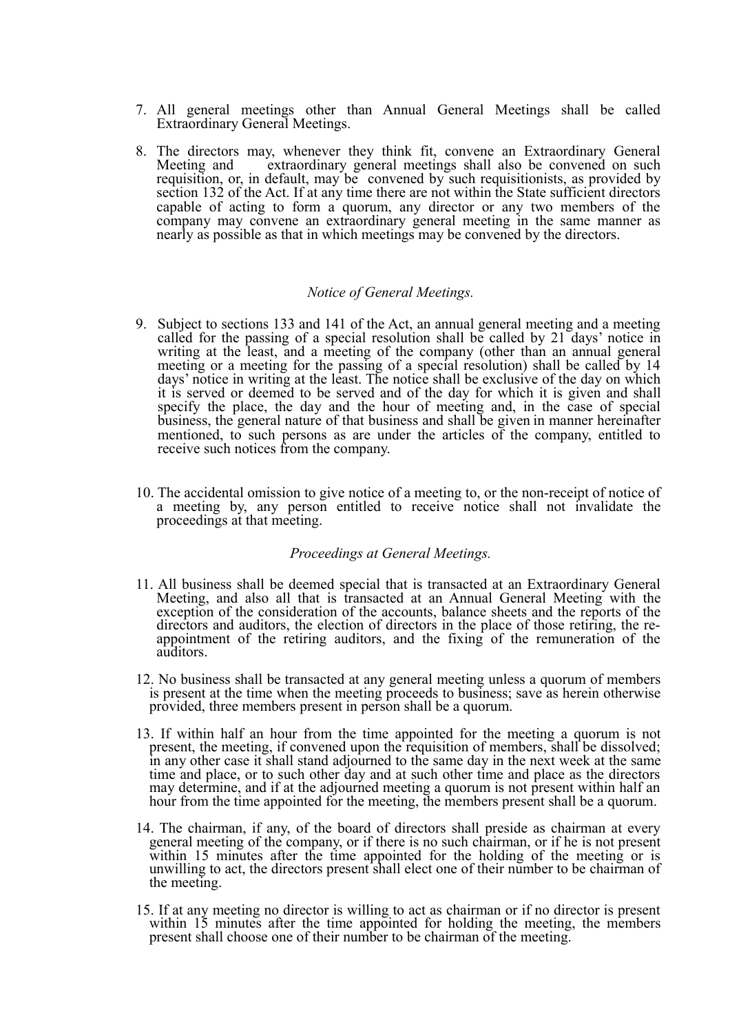7. All general meetings other than Annual General Meetings shall be called Extraordinary General Meetings.

8. The directors may, whenever they think fit, convene an Extraordinary General Meeting and extraordinary general meetings shall also be convened on such requisition, or, in default, may be convened by such requisitionists, as provided by section 132 of the Act. If at any time there are not within the State sufficient directors capable of acting to form a quorum, any director or any two members of the company may convene an extraordinary general meeting in the same manner as nearly as possible as that in which meetings may be convened by the directors.

*Notice of General Meetings.*

9. Subject to sections 133 and 141 of the Act, an annual general meeting and a meeting called for the passing of a special resolution shall be called by 21 days' notice in writing at the least, and a meeting of the company (other than an annual general meeting or a meeting for the passing of a special resolution) shall be called by 14 days' notice in writing at the least. The notice shall be exclusive of the day on which it is served or deemed to be served and of the day for which it is given and shall specify the place, the day and the hour of meeting and, in the case of special business, the general nature of that business and shall be given in manner hereinafter mentioned, to such persons as are under the articles of the company, entitled to receive such notices from the company.

10. The accidental omission to give notice of a meeting to, or the non-receipt of notice of a meeting by, any person entitled to receive notice shall not invalidate the proceedings at that meeting.

*Proceedings at General Meetings.*

11. All business shall be deemed special that is transacted at an Extraordinary General Meeting, and also all that is transacted at an Annual General Meeting with the exception of the consideration of the accounts, balance sheets and the reports of the directors and auditors, the election of directors in the place of those retiring, the re-appointment of the retiring auditors, and the fixing of the remuneration of the auditors.

12. No business shall be transacted at any general meeting unless a quorum of members is present at the time when the meeting proceeds to business; save as herein otherwise provided, three members present in person shall be a quorum.

13. If within half an hour from the time appointed for the meeting a quorum is not present, the meeting, if convened upon the requisition of members, shall be dissolved; in any other case it shall stand adjourned to the same day in the next week at the same time and place, or to such other day and at such other time and place as the directors may determine, and if at the adjourned meeting a quorum is not present within half an hour from the time appointed for the meeting, the members present shall be a quorum.

14. The chairman, if any, of the board of directors shall preside as chairman at every general meeting of the company, or if there is no such chairman, or if he is not present within 15 minutes after the time appointed for the holding of the meeting or is unwilling to act, the directors present shall elect one of their number to be chairman of the meeting.

15. If at any meeting no director is willing to act as chairman or if no director is present within 15 minutes after the time appointed for holding the meeting, the members present shall choose one of their number to be chairman of the meeting.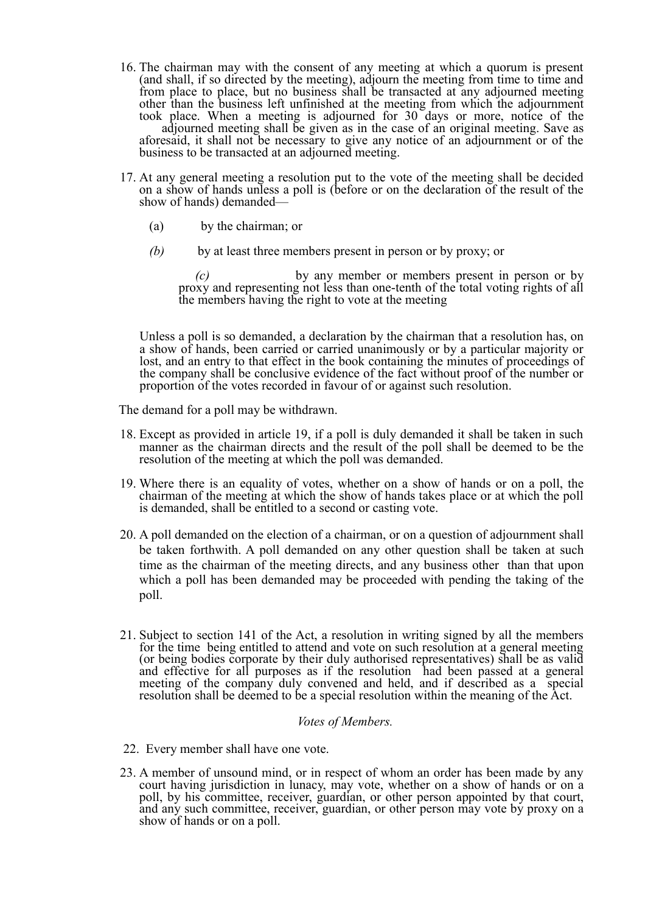16. The chairman may with the consent of any meeting at which a quorum is present (and shall, if so directed by the meeting), adjourn the meeting from time to time and from place to place, but no business shall be transacted at any adjourned meeting other than the business left unfinished at the meeting from which the adjournment took place. When a meeting is adjourned for 30 days or more, notice of the adjourned meeting shall be given as in the case of an original meeting. Save as aforesaid, it shall not be necessary to give any notice of an adjournment or of the business to be transacted at an adjourned meeting.

17. At any general meeting a resolution put to the vote of the meeting shall be decided on a show of hands unless a poll is (before or on the declaration of the result of the show of hands) demanded—

    (a) by the chairman; or

    *(b)* by at least three members present in person or by proxy; or

    *(c)* by any member or members present in person or by proxy and representing not less than one-tenth of the total voting rights of all the members having the right to vote at the meeting

    Unless a poll is so demanded, a declaration by the chairman that a resolution has, on a show of hands, been carried or carried unanimously or by a particular majority or lost, and an entry to that effect in the book containing the minutes of proceedings of the company shall be conclusive evidence of the fact without proof of the number or proportion of the votes recorded in favour of or against such resolution.

The demand for a poll may be withdrawn.

18. Except as provided in article 19, if a poll is duly demanded it shall be taken in such manner as the chairman directs and the result of the poll shall be deemed to be the resolution of the meeting at which the poll was demanded.

19. Where there is an equality of votes, whether on a show of hands or on a poll, the chairman of the meeting at which the show of hands takes place or at which the poll is demanded, shall be entitled to a second or casting vote.

20. A poll demanded on the election of a chairman, or on a question of adjournment shall be taken forthwith. A poll demanded on any other question shall be taken at such time as the chairman of the meeting directs, and any business other than that upon which a poll has been demanded may be proceeded with pending the taking of the poll.

21. Subject to section 141 of the Act, a resolution in writing signed by all the members for the time being entitled to attend and vote on such resolution at a general meeting (or being bodies corporate by their duly authorised representatives) shall be as valid and effective for all purposes as if the resolution had been passed at a general meeting of the company duly convened and held, and if described as a special resolution shall be deemed to be a special resolution within the meaning of the Act.

*Votes of Members.*

22. Every member shall have one vote.

23. A member of unsound mind, or in respect of whom an order has been made by any court having jurisdiction in lunacy, may vote, whether on a show of hands or on a poll, by his committee, receiver, guardian, or other person appointed by that court, and any such committee, receiver, guardian, or other person may vote by proxy on a show of hands or on a poll.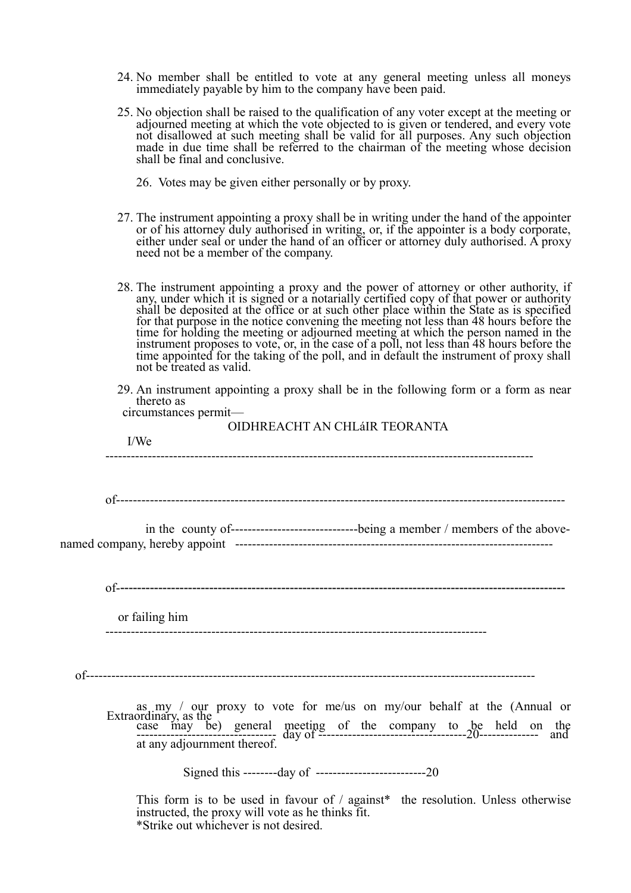24. No member shall be entitled to vote at any general meeting unless all moneys immediately payable by him to the company have been paid.

25. No objection shall be raised to the qualification of any voter except at the meeting or adjourned meeting at which the vote objected to is given or tendered, and every vote not disallowed at such meeting shall be valid for all purposes. Any such objection made in due time shall be referred to the chairman of the meeting whose decision shall be final and conclusive.

26. Votes may be given either personally or by proxy.

27. The instrument appointing a proxy shall be in writing under the hand of the appointer or of his attorney duly authorised in writing, or, if the appointer is a body corporate, either under seal or under the hand of an officer or attorney duly authorised. A proxy need not be a member of the company.

28. The instrument appointing a proxy and the power of attorney or other authority, if any, under which it is signed or a notarially certified copy of that power or authority shall be deposited at the office or at such other place within the State as is specified for that purpose in the notice convening the meeting not less than 48 hours before the time for holding the meeting or adjourned meeting at which the person named in the instrument proposes to vote, or, in the case of a poll, not less than 48 hours before the time appointed for the taking of the poll, and in default the instrument of proxy shall not be treated as valid.

29. An instrument appointing a proxy shall be in the following form or a form as near thereto as circumstances permit—

OIDHREACHT AN CHLáIR TEORANTA

I/We ----------------------------------------------------------------------------------------------------

of-------------------------------------------------------------------------------------------------------

in the county of------------------------------being a member / members of the above-named company, hereby appoint ---------------------------------------------------------------------------

of-------------------------------------------------------------------------------------------------------

or failing him ------------------------------------------------------------------------------------------

of-------------------------------------------------------------------------------------------------------

as my / our proxy to vote for me/us on my/our behalf at the (Annual or Extraordinary, as the case may be) general meeting of the company to be held on the --------------------------------- day of -----------------------------------20------------- and at any adjournment thereof.

Signed this --------day of --------------------------20

This form is to be used in favour of / against* the resolution. Unless otherwise instructed, the proxy will vote as he thinks fit.
*Strike out whichever is not desired.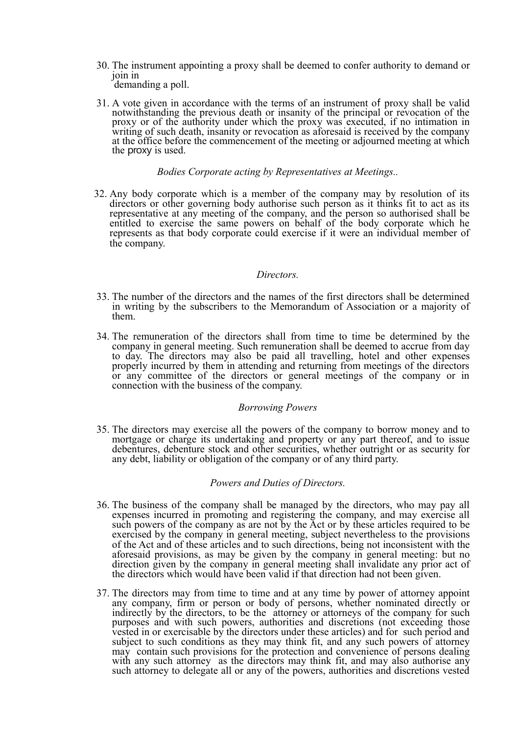30. The instrument appointing a proxy shall be deemed to confer authority to demand or join in demanding a poll.

31. A vote given in accordance with the terms of an instrument of proxy shall be valid notwithstanding the previous death or insanity of the principal or revocation of the proxy or of the authority under which the proxy was executed, if no intimation in writing of such death, insanity or revocation as aforesaid is received by the company at the office before the commencement of the meeting or adjourned meeting at which the proxy is used.

*Bodies Corporate acting by Representatives at Meetings..*

32. Any body corporate which is a member of the company may by resolution of its directors or other governing body authorise such person as it thinks fit to act as its representative at any meeting of the company, and the person so authorised shall be entitled to exercise the same powers on behalf of the body corporate which he represents as that body corporate could exercise if it were an individual member of the company.

*Directors.*

33. The number of the directors and the names of the first directors shall be determined in writing by the subscribers to the Memorandum of Association or a majority of them.

34. The remuneration of the directors shall from time to time be determined by the company in general meeting. Such remuneration shall be deemed to accrue from day to day. The directors may also be paid all travelling, hotel and other expenses properly incurred by them in attending and returning from meetings of the directors or any committee of the directors or general meetings of the company or in connection with the business of the company.

*Borrowing Powers*

35. The directors may exercise all the powers of the company to borrow money and to mortgage or charge its undertaking and property or any part thereof, and to issue debentures, debenture stock and other securities, whether outright or as security for any debt, liability or obligation of the company or of any third party.

*Powers and Duties of Directors.*

36. The business of the company shall be managed by the directors, who may pay all expenses incurred in promoting and registering the company, and may exercise all such powers of the company as are not by the Act or by these articles required to be exercised by the company in general meeting, subject nevertheless to the provisions of the Act and of these articles and to such directions, being not inconsistent with the aforesaid provisions, as may be given by the company in general meeting: but no direction given by the company in general meeting shall invalidate any prior act of the directors which would have been valid if that direction had not been given.

37. The directors may from time to time and at any time by power of attorney appoint any company, firm or person or body of persons, whether nominated directly or indirectly by the directors, to be the attorney or attorneys of the company for such purposes and with such powers, authorities and discretions (not exceeding those vested in or exercisable by the directors under these articles) and for such period and subject to such conditions as they may think fit, and any such powers of attorney may contain such provisions for the protection and convenience of persons dealing with any such attorney as the directors may think fit, and may also authorise any such attorney to delegate all or any of the powers, authorities and discretions vested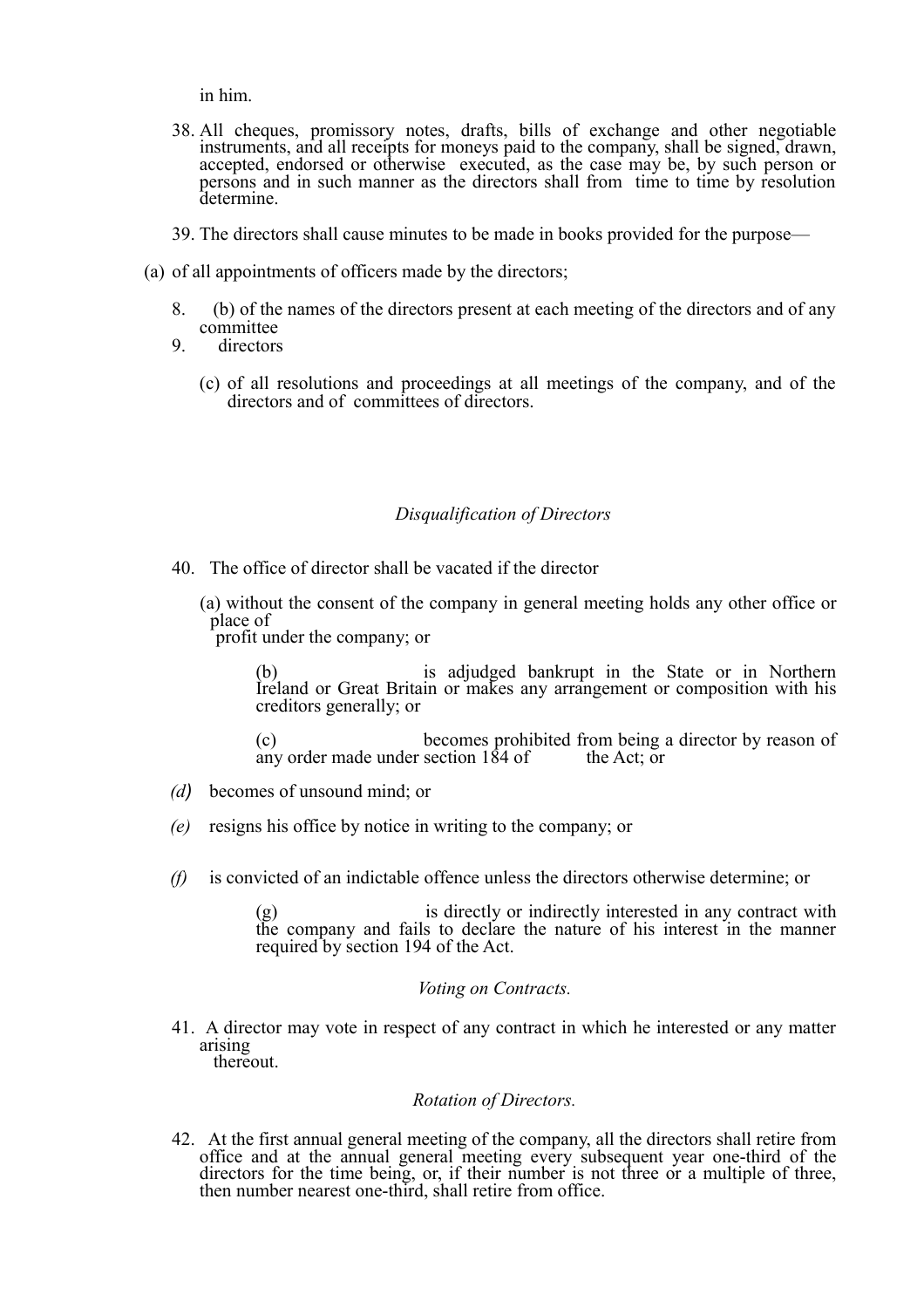in him.

38. All cheques, promissory notes, drafts, bills of exchange and other negotiable instruments, and all receipts for moneys paid to the company, shall be signed, drawn, accepted, endorsed or otherwise executed, as the case may be, by such person or persons and in such manner as the directors shall from time to time by resolution determine.

39. The directors shall cause minutes to be made in books provided for the purpose—

(a) of all appointments of officers made by the directors;

8. (b) of the names of the directors present at each meeting of the directors and of any committee
9. directors

(c) of all resolutions and proceedings at all meetings of the company, and of the directors and of committees of directors.

*Disqualification of Directors*

40. The office of director shall be vacated if the director

(a) without the consent of the company in general meeting holds any other office or place of profit under the company; or

(b) is adjudged bankrupt in the State or in Northern Ireland or Great Britain or makes any arrangement or composition with his creditors generally; or

(c) becomes prohibited from being a director by reason of any order made under section 184 of the Act; or

*(d)* becomes of unsound mind; or

*(e)* resigns his office by notice in writing to the company; or

*(f)* is convicted of an indictable offence unless the directors otherwise determine; or

(g) is directly or indirectly interested in any contract with the company and fails to declare the nature of his interest in the manner required by section 194 of the Act.

*Voting on Contracts.*

41. A director may vote in respect of any contract in which he interested or any matter arising thereout.

*Rotation of Directors.*

42. At the first annual general meeting of the company, all the directors shall retire from office and at the annual general meeting every subsequent year one-third of the directors for the time being, or, if their number is not three or a multiple of three, then number nearest one-third, shall retire from office.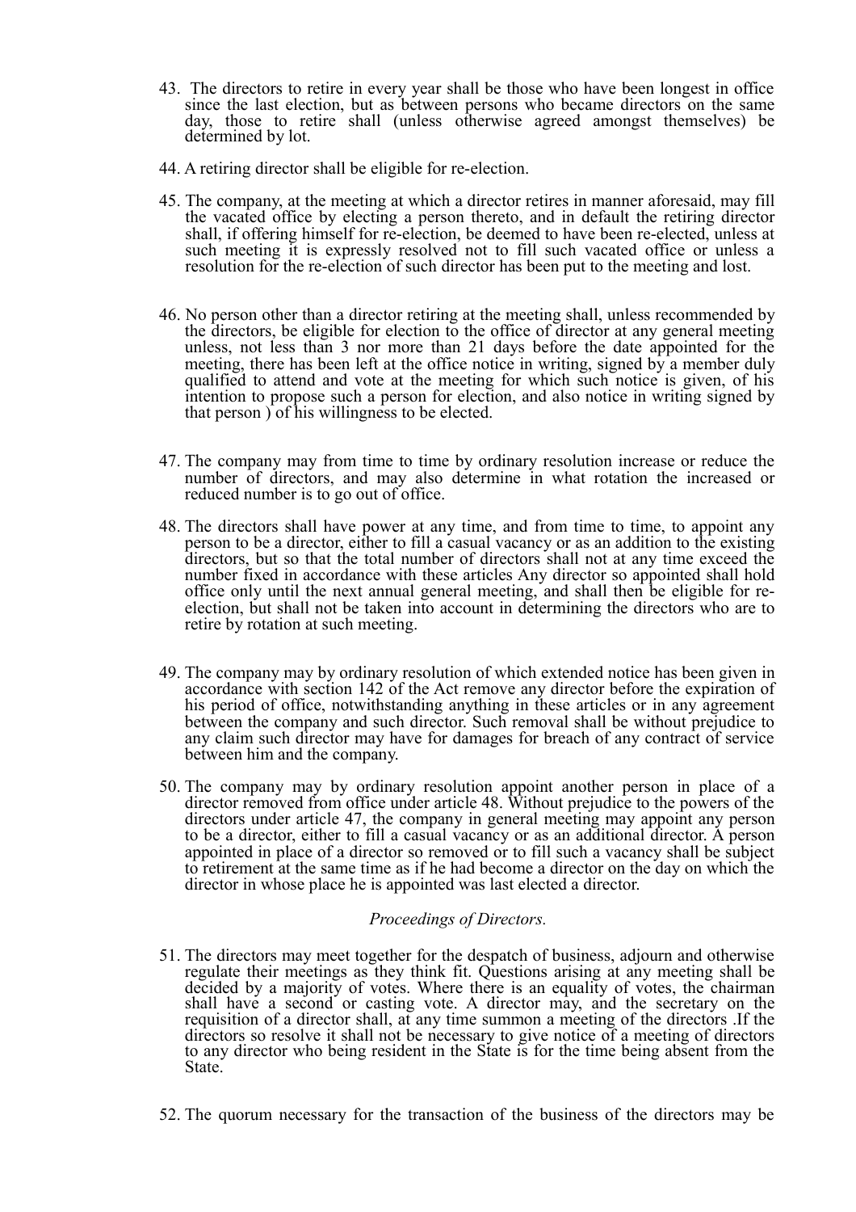43. The directors to retire in every year shall be those who have been longest in office since the last election, but as between persons who became directors on the same day, those to retire shall (unless otherwise agreed amongst themselves) be determined by lot.

44. A retiring director shall be eligible for re-election.

45. The company, at the meeting at which a director retires in manner aforesaid, may fill the vacated office by electing a person thereto, and in default the retiring director shall, if offering himself for re-election, be deemed to have been re-elected, unless at such meeting it is expressly resolved not to fill such vacated office or unless a resolution for the re-election of such director has been put to the meeting and lost.

46. No person other than a director retiring at the meeting shall, unless recommended by the directors, be eligible for election to the office of director at any general meeting unless, not less than 3 nor more than 21 days before the date appointed for the meeting, there has been left at the office notice in writing, signed by a member duly qualified to attend and vote at the meeting for which such notice is given, of his intention to propose such a person for election, and also notice in writing signed by that person ) of his willingness to be elected.

47. The company may from time to time by ordinary resolution increase or reduce the number of directors, and may also determine in what rotation the increased or reduced number is to go out of office.

48. The directors shall have power at any time, and from time to time, to appoint any person to be a director, either to fill a casual vacancy or as an addition to the existing directors, but so that the total number of directors shall not at any time exceed the number fixed in accordance with these articles Any director so appointed shall hold office only until the next annual general meeting, and shall then be eligible for re-election, but shall not be taken into account in determining the directors who are to retire by rotation at such meeting.

49. The company may by ordinary resolution of which extended notice has been given in accordance with section 142 of the Act remove any director before the expiration of his period of office, notwithstanding anything in these articles or in any agreement between the company and such director. Such removal shall be without prejudice to any claim such director may have for damages for breach of any contract of service between him and the company.

50. The company may by ordinary resolution appoint another person in place of a director removed from office under article 48. Without prejudice to the powers of the directors under article 47, the company in general meeting may appoint any person to be a director, either to fill a casual vacancy or as an additional director. A person appointed in place of a director so removed or to fill such a vacancy shall be subject to retirement at the same time as if he had become a director on the day on which the director in whose place he is appointed was last elected a director.

*Proceedings of Directors.*

51. The directors may meet together for the despatch of business, adjourn and otherwise regulate their meetings as they think fit. Questions arising at any meeting shall be decided by a majority of votes. Where there is an equality of votes, the chairman shall have a second or casting vote. A director may, and the secretary on the requisition of a director shall, at any time summon a meeting of the directors .If the directors so resolve it shall not be necessary to give notice of a meeting of directors to any director who being resident in the State is for the time being absent from the State.

52. The quorum necessary for the transaction of the business of the directors may be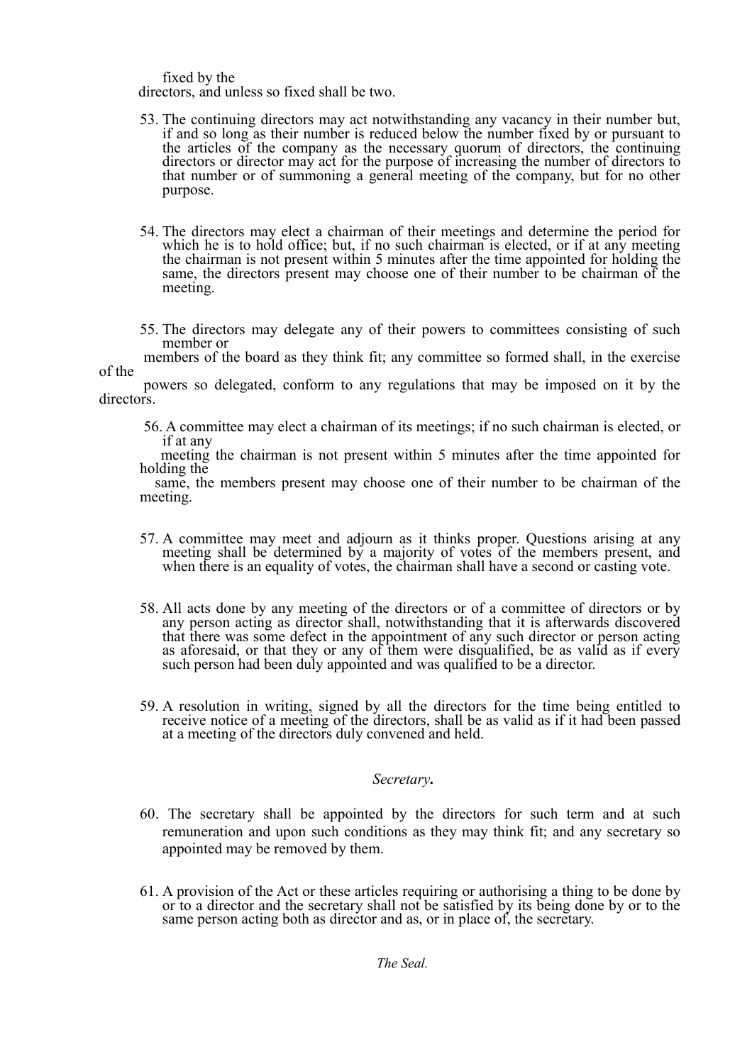fixed by the directors, and unless so fixed shall be two.

53. The continuing directors may act notwithstanding any vacancy in their number but, if and so long as their number is reduced below the number fixed by or pursuant to the articles of the company as the necessary quorum of directors, the continuing directors or director may act for the purpose of increasing the number of directors to that number or of summoning a general meeting of the company, but for no other purpose.

54. The directors may elect a chairman of their meetings and determine the period for which he is to hold office; but, if no such chairman is elected, or if at any meeting the chairman is not present within 5 minutes after the time appointed for holding the same, the directors present may choose one of their number to be chairman of the meeting.

55. The directors may delegate any of their powers to committees consisting of such member or members of the board as they think fit; any committee so formed shall, in the exercise of the powers so delegated, conform to any regulations that may be imposed on it by the directors.

56. A committee may elect a chairman of its meetings; if no such chairman is elected, or if at any meeting the chairman is not present within 5 minutes after the time appointed for holding the same, the members present may choose one of their number to be chairman of the meeting.

57. A committee may meet and adjourn as it thinks proper. Questions arising at any meeting shall be determined by a majority of votes of the members present, and when there is an equality of votes, the chairman shall have a second or casting vote.

58. All acts done by any meeting of the directors or of a committee of directors or by any person acting as director shall, notwithstanding that it is afterwards discovered that there was some defect in the appointment of any such director or person acting as aforesaid, or that they or any of them were disqualified, be as valid as if every such person had been duly appointed and was qualified to be a director.

59. A resolution in writing, signed by all the directors for the time being entitled to receive notice of a meeting of the directors, shall be as valid as if it had been passed at a meeting of the directors duly convened and held.

*Secretary.*

60. The secretary shall be appointed by the directors for such term and at such remuneration and upon such conditions as they may think fit; and any secretary so appointed may be removed by them.

61. A provision of the Act or these articles requiring or authorising a thing to be done by or to a director and the secretary shall not be satisfied by its being done by or to the same person acting both as director and as, or in place of, the secretary.

*The Seal.*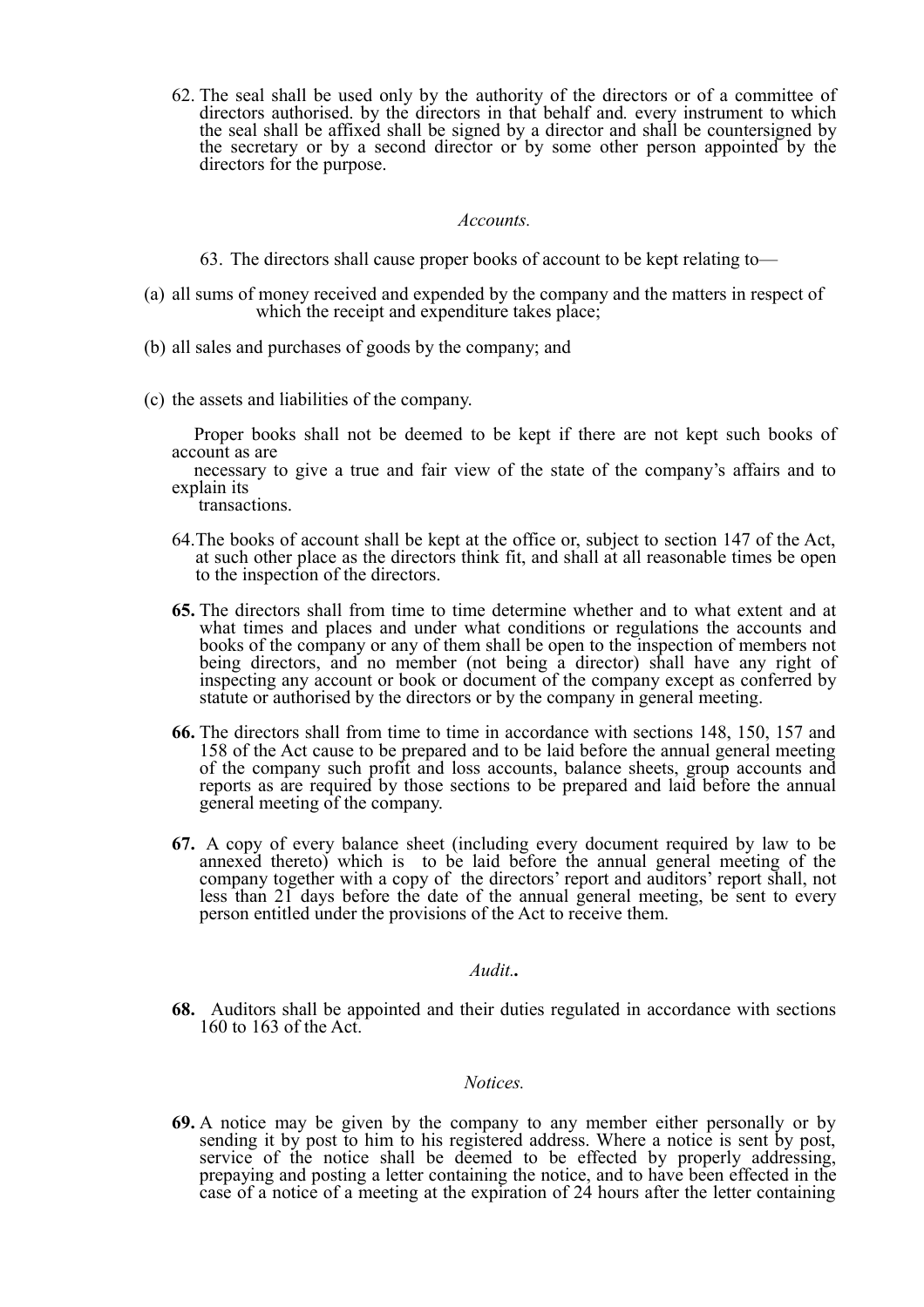62. The seal shall be used only by the authority of the directors or of a committee of directors authorised. by the directors in that behalf and. every instrument to which the seal shall be affixed shall be signed by a director and shall be countersigned by the secretary or by a second director or by some other person appointed by the directors for the purpose.

*Accounts.*

63. The directors shall cause proper books of account to be kept relating to—

(a) all sums of money received and expended by the company and the matters in respect of which the receipt and expenditure takes place;

(b) all sales and purchases of goods by the company; and

(c) the assets and liabilities of the company.

Proper books shall not be deemed to be kept if there are not kept such books of account as are necessary to give a true and fair view of the state of the company's affairs and to explain its transactions.

64. The books of account shall be kept at the office or, subject to section 147 of the Act, at such other place as the directors think fit, and shall at all reasonable times be open to the inspection of the directors.

**65.** The directors shall from time to time determine whether and to what extent and at what times and places and under what conditions or regulations the accounts and books of the company or any of them shall be open to the inspection of members not being directors, and no member (not being a director) shall have any right of inspecting any account or book or document of the company except as conferred by statute or authorised by the directors or by the company in general meeting.

**66.** The directors shall from time to time in accordance with sections 148, 150, 157 and 158 of the Act cause to be prepared and to be laid before the annual general meeting of the company such profit and loss accounts, balance sheets, group accounts and reports as are required by those sections to be prepared and laid before the annual general meeting of the company.

**67.** A copy of every balance sheet (including every document required by law to be annexed thereto) which is to be laid before the annual general meeting of the company together with a copy of the directors' report and auditors' report shall, not less than 21 days before the date of the annual general meeting, be sent to every person entitled under the provisions of the Act to receive them.

*Audit.***.**

**68.** Auditors shall be appointed and their duties regulated in accordance with sections 160 to 163 of the Act.

*Notices.*

**69.** A notice may be given by the company to any member either personally or by sending it by post to him to his registered address. Where a notice is sent by post, service of the notice shall be deemed to be effected by properly addressing, prepaying and posting a letter containing the notice, and to have been effected in the case of a notice of a meeting at the expiration of 24 hours after the letter containing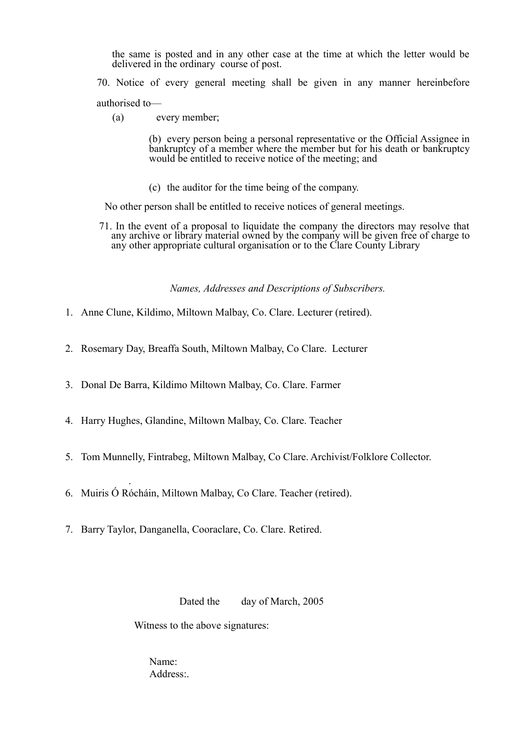the same is posted and in any other case at the time at which the letter would be delivered in the ordinary course of post.

70. Notice of every general meeting shall be given in any manner hereinbefore authorised to—

(a) every member;

(b) every person being a personal representative or the Official Assignee in bankruptcy of a member where the member but for his death or bankruptcy would be entitled to receive notice of the meeting; and

(c) the auditor for the time being of the company.

No other person shall be entitled to receive notices of general meetings.

71. In the event of a proposal to liquidate the company the directors may resolve that any archive or library material owned by the company will be given free of charge to any other appropriate cultural organisation or to the Clare County Library

*Names, Addresses and Descriptions of Subscribers.*

1. Anne Clune, Kildimo, Miltown Malbay, Co. Clare. Lecturer (retired).
2. Rosemary Day, Breaffa South, Miltown Malbay, Co Clare. Lecturer
3. Donal De Barra, Kildimo Miltown Malbay, Co. Clare. Farmer
4. Harry Hughes, Glandine, Miltown Malbay, Co. Clare. Teacher
5. Tom Munnelly, Fintrabeg, Miltown Malbay, Co Clare. Archivist/Folklore Collector.
6. Muiris Ó Rócháin, Miltown Malbay, Co Clare. Teacher (retired).
7. Barry Taylor, Danganella, Cooraclare, Co. Clare. Retired.

Dated the day of March, 2005

Witness to the above signatures:

Name:
Address:.